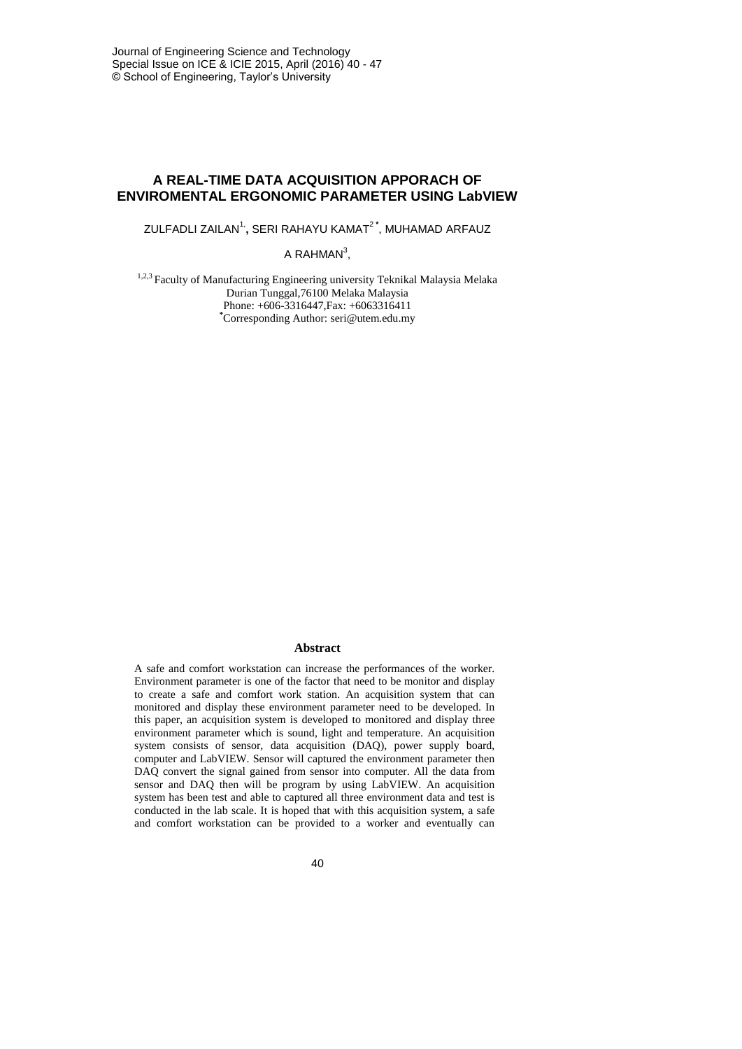# A REAL-TIME DATA ACQUISITION APPORACH OF ENVIROMENTAL ERGONOMIC PARAMETER USING LabVIEW

ZULFADLI ZAILAN[1], SERI RAHAYU KAMAT[2*], MUHAMAD ARFAUZ A RAHMAN[3],

[1,2,3] Faculty of Manufacturing Engineering university Teknikal Malaysia Melaka
Durian Tunggal,76100 Melaka Malaysia
Phone: +606-3316447,Fax: +6063316411
*Corresponding Author: seri@utem.edu.my

## Abstract

A safe and comfort workstation can increase the performances of the worker. Environment parameter is one of the factor that need to be monitor and display to create a safe and comfort work station. An acquisition system that can monitored and display these environment parameter need to be developed. In this paper, an acquisition system is developed to monitored and display three environment parameter which is sound, light and temperature. An acquisition system consists of sensor, data acquisition (DAQ), power supply board, computer and LabVIEW. Sensor will captured the environment parameter then DAQ convert the signal gained from sensor into computer. All the data from sensor and DAQ then will be program by using LabVIEW. An acquisition system has been test and able to captured all three environment data and test is conducted in the lab scale. It is hoped that with this acquisition system, a safe and comfort workstation can be provided to a worker and eventually can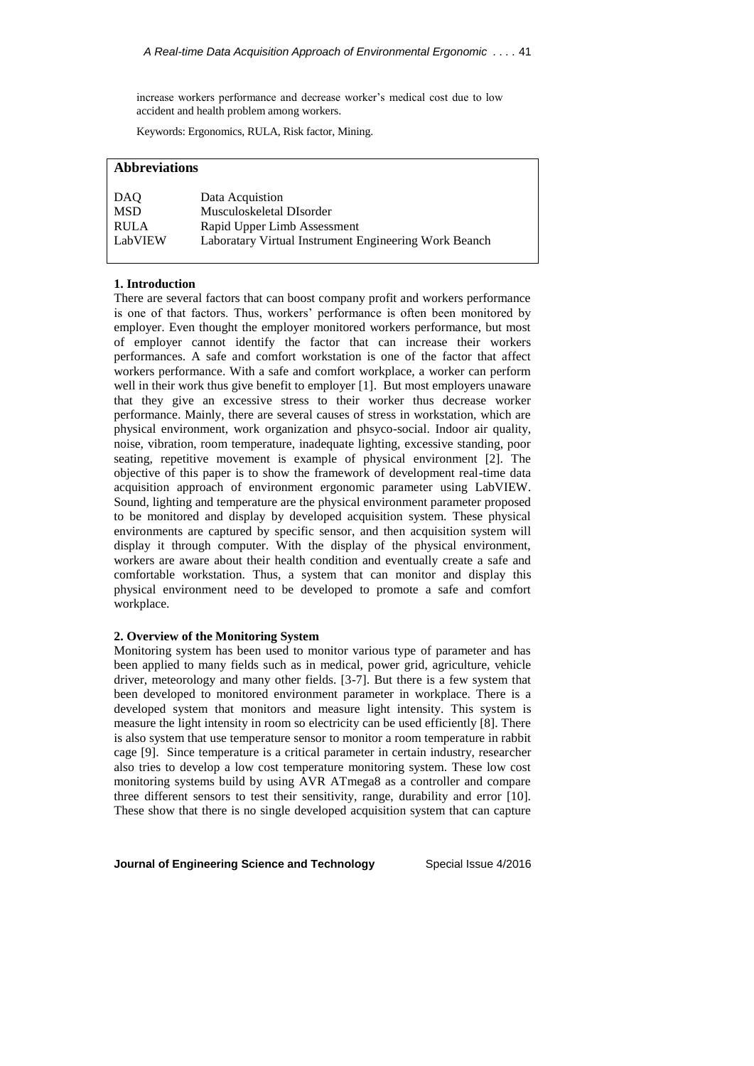increase workers performance and decrease worker's medical cost due to low accident and health problem among workers.

Keywords: Ergonomics, RULA, Risk factor, Mining.

**Abbreviations**

| | |
|---|---|
| DAQ | Data Acquistion |
| MSD | Musculoskeletal DIsorder |
| RULA | Rapid Upper Limb Assessment |
| LabVIEW | Laboratary Virtual Instrument Engineering Work Beanch |

## 1. Introduction

There are several factors that can boost company profit and workers performance is one of that factors. Thus, workers' performance is often been monitored by employer. Even thought the employer monitored workers performance, but most of employer cannot identify the factor that can increase their workers performances. A safe and comfort workstation is one of the factor that affect workers performance. With a safe and comfort workplace, a worker can perform well in their work thus give benefit to employer [1]. But most employers unaware that they give an excessive stress to their worker thus decrease worker performance. Mainly, there are several causes of stress in workstation, which are physical environment, work organization and phsyco-social. Indoor air quality, noise, vibration, room temperature, inadequate lighting, excessive standing, poor seating, repetitive movement is example of physical environment [2]. The objective of this paper is to show the framework of development real-time data acquisition approach of environment ergonomic parameter using LabVIEW. Sound, lighting and temperature are the physical environment parameter proposed to be monitored and display by developed acquisition system. These physical environments are captured by specific sensor, and then acquisition system will display it through computer. With the display of the physical environment, workers are aware about their health condition and eventually create a safe and comfortable workstation. Thus, a system that can monitor and display this physical environment need to be developed to promote a safe and comfort workplace.

## 2. Overview of the Monitoring System

Monitoring system has been used to monitor various type of parameter and has been applied to many fields such as in medical, power grid, agriculture, vehicle driver, meteorology and many other fields. [3-7]. But there is a few system that been developed to monitored environment parameter in workplace. There is a developed system that monitors and measure light intensity. This system is measure the light intensity in room so electricity can be used efficiently [8]. There is also system that use temperature sensor to monitor a room temperature in rabbit cage [9]. Since temperature is a critical parameter in certain industry, researcher also tries to develop a low cost temperature monitoring system. These low cost monitoring systems build by using AVR ATmega8 as a controller and compare three different sensors to test their sensitivity, range, durability and error [10]. These show that there is no single developed acquisition system that can capture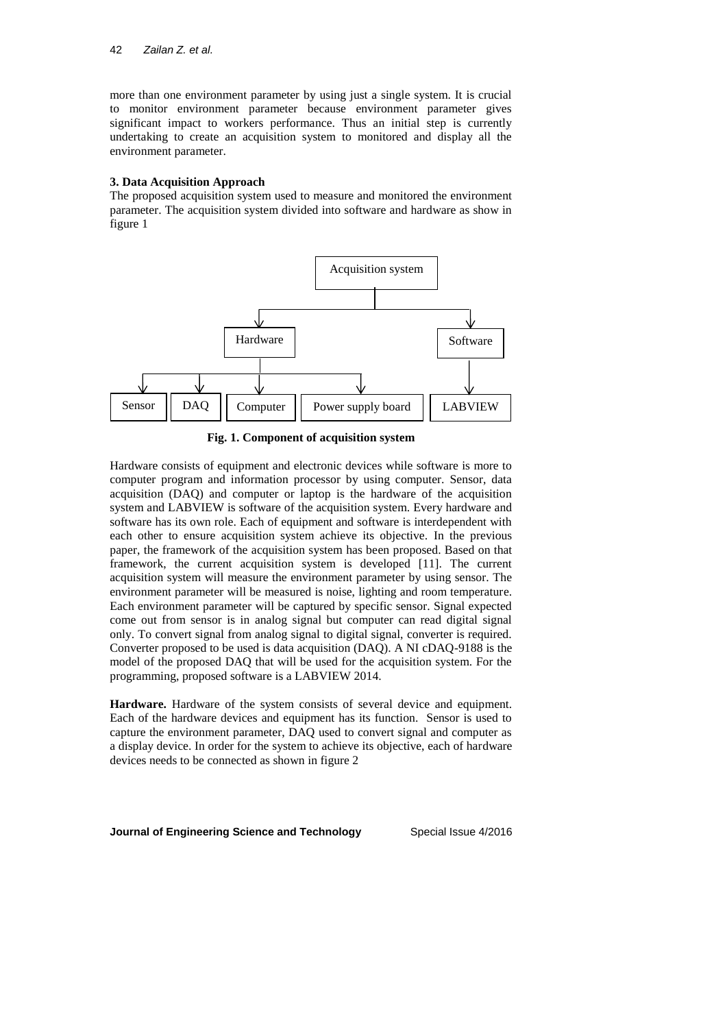more than one environment parameter by using just a single system. It is crucial to monitor environment parameter because environment parameter gives significant impact to workers performance. Thus an initial step is currently undertaking to create an acquisition system to monitored and display all the environment parameter.

### 3. Data Acquisition Approach

The proposed acquisition system used to measure and monitored the environment parameter. The acquisition system divided into software and hardware as show in figure 1

Acquisition system

Hardware

Software

Sensor | DAQ | Computer | Power supply board | LABVIEW

**Fig. 1. Component of acquisition system**

Hardware consists of equipment and electronic devices while software is more to computer program and information processor by using computer. Sensor, data acquisition (DAQ) and computer or laptop is the hardware of the acquisition system and LABVIEW is software of the acquisition system. Every hardware and software has its own role. Each of equipment and software is interdependent with each other to ensure acquisition system achieve its objective. In the previous paper, the framework of the acquisition system has been proposed. Based on that framework, the current acquisition system is developed [11]. The current acquisition system will measure the environment parameter by using sensor. The environment parameter will be measured is noise, lighting and room temperature. Each environment parameter will be captured by specific sensor. Signal expected come out from sensor is in analog signal but computer can read digital signal only. To convert signal from analog signal to digital signal, converter is required. Converter proposed to be used is data acquisition (DAQ). A NI cDAQ-9188 is the model of the proposed DAQ that will be used for the acquisition system. For the programming, proposed software is a LABVIEW 2014.

**Hardware.** Hardware of the system consists of several device and equipment. Each of the hardware devices and equipment has its function. Sensor is used to capture the environment parameter, DAQ used to convert signal and computer as a display device. In order for the system to achieve its objective, each of hardware devices needs to be connected as shown in figure 2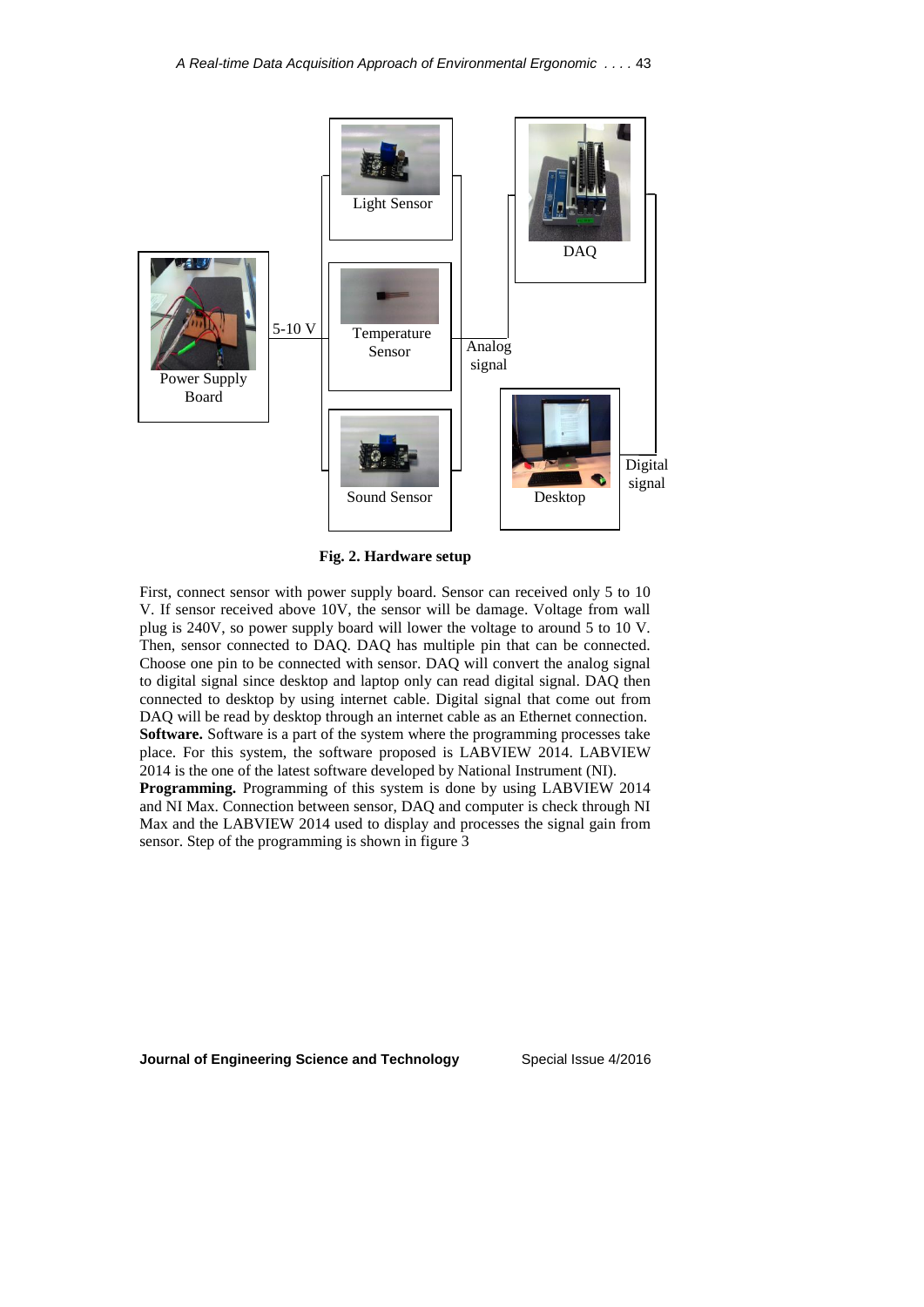**Fig. 2. Hardware setup**

First, connect sensor with power supply board. Sensor can received only 5 to 10 V. If sensor received above 10V, the sensor will be damage. Voltage from wall plug is 240V, so power supply board will lower the voltage to around 5 to 10 V. Then, sensor connected to DAQ. DAQ has multiple pin that can be connected. Choose one pin to be connected with sensor. DAQ will convert the analog signal to digital signal since desktop and laptop only can read digital signal. DAQ then connected to desktop by using internet cable. Digital signal that come out from DAQ will be read by desktop through an internet cable as an Ethernet connection.

**Software.** Software is a part of the system where the programming processes take place. For this system, the software proposed is LABVIEW 2014. LABVIEW 2014 is the one of the latest software developed by National Instrument (NI).

**Programming.** Programming of this system is done by using LABVIEW 2014 and NI Max. Connection between sensor, DAQ and computer is check through NI Max and the LABVIEW 2014 used to display and processes the signal gain from sensor. Step of the programming is shown in figure 3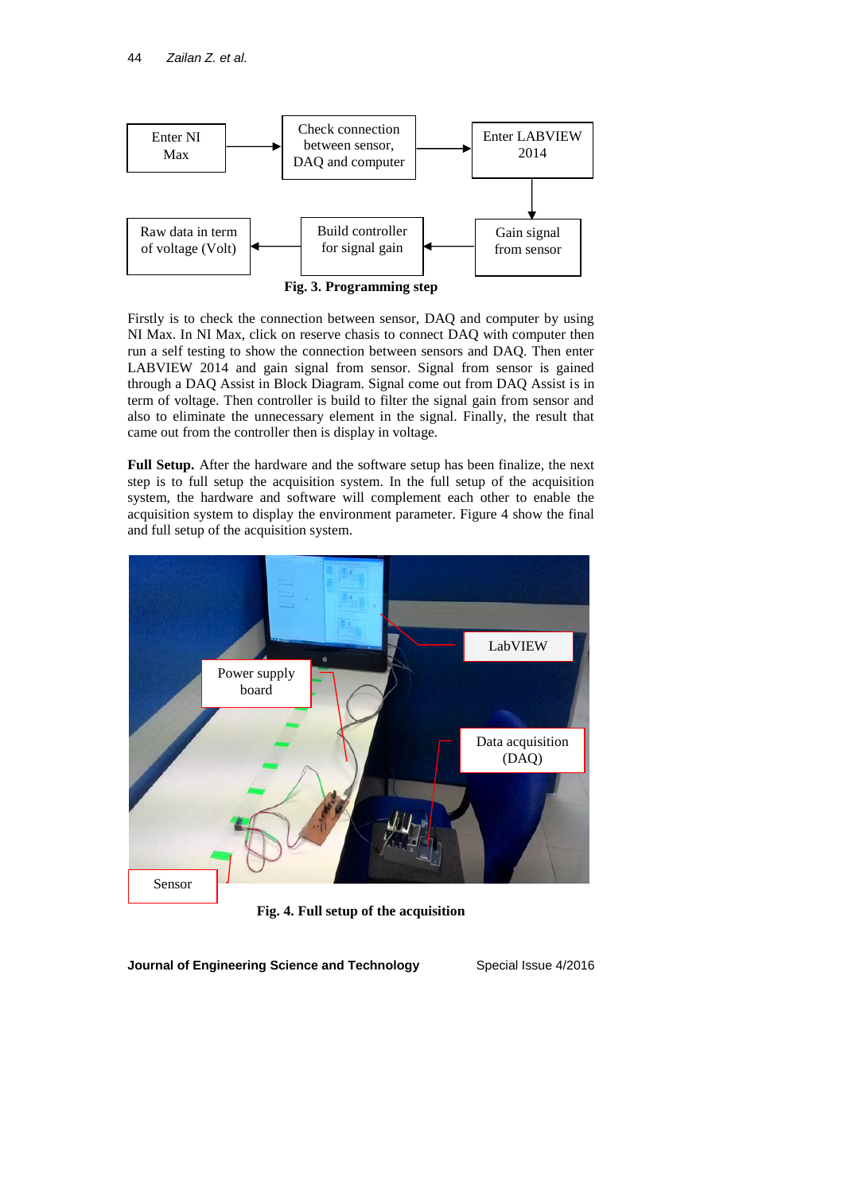Enter NI Max → Check connection between sensor, DAQ and computer → Enter LABVIEW 2014 → Gain signal from sensor → Build controller for signal gain → Raw data in term of Voltage (Volt)

**Fig. 3. Programming step**

Firstly is to check the connection between sensor, DAQ and computer by using NI Max. In NI Max, click on reserve chasis to connect DAQ with computer then run a self testing to show the connection between sensors and DAQ. Then enter LABVIEW 2014 and gain signal from sensor. Signal from sensor is gained through a DAQ Assist in Block Diagram. Signal come out from DAQ Assist is in term of voltage. Then controller is build to filter the signal gain from sensor and also to eliminate the unnecessary element in the signal. Finally, the result that came out from the controller then is display in voltage.

**Full Setup.** After the hardware and the software setup has been finalize, the next step is to full setup the acquisition system. In the full setup of the acquisition system, the hardware and software will complement each other to enable the acquisition system to display the environment parameter. Figure 4 show the final and full setup of the acquisition system.

**Fig. 4. Full setup of the acquisition**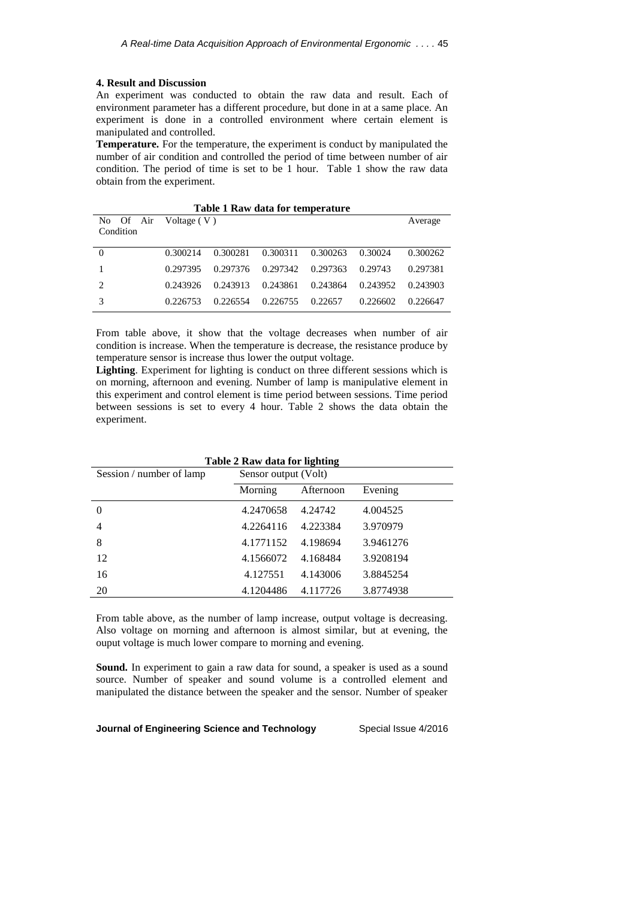## 4. Result and Discussion

An experiment was conducted to obtain the raw data and result. Each of environment parameter has a different procedure, but done in at a same place. An experiment is done in a controlled environment where certain element is manipulated and controlled.

**Temperature.** For the temperature, the experiment is conduct by manipulated the number of air condition and controlled the period of time between number of air condition. The period of time is set to be 1 hour. Table 1 show the raw data obtain from the experiment.

**Table 1 Raw data for temperature**

| No Of Air Condition | Voltage ( V ) | | | | | Average |
|---|---|---|---|---|---|---|
| 0 | 0.300214 | 0.300281 | 0.300311 | 0.300263 | 0.30024 | 0.300262 |
| 1 | 0.297395 | 0.297376 | 0.297342 | 0.297363 | 0.29743 | 0.297381 |
| 2 | 0.243926 | 0.243913 | 0.243861 | 0.243864 | 0.243952 | 0.243903 |
| 3 | 0.226753 | 0.226554 | 0.226755 | 0.22657 | 0.226602 | 0.226647 |

From table above, it show that the voltage decreases when number of air condition is increase. When the temperature is decrease, the resistance produce by temperature sensor is increase thus lower the output voltage.

**Lighting**. Experiment for lighting is conduct on three different sessions which is on morning, afternoon and evening. Number of lamp is manipulative element in this experiment and control element is time period between sessions. Time period between sessions is set to every 4 hour. Table 2 shows the data obtain the experiment.

**Table 2 Raw data for lighting**

| Session / number of lamp | Sensor output (Volt) | | |
|---|---|---|---|
| | Morning | Afternoon | Evening |
| 0 | 4.2470658 | 4.24742 | 4.004525 |
| 4 | 4.2264116 | 4.223384 | 3.970979 |
| 8 | 4.1771152 | 4.198694 | 3.9461276 |
| 12 | 4.1566072 | 4.168484 | 3.9208194 |
| 16 | 4.127551 | 4.143006 | 3.8845254 |
| 20 | 4.1204486 | 4.117726 | 3.8774938 |

From table above, as the number of lamp increase, output voltage is decreasing. Also voltage on morning and afternoon is almost similar, but at evening, the ouput voltage is much lower compare to morning and evening.

**Sound.** In experiment to gain a raw data for sound, a speaker is used as a sound source. Number of speaker and sound volume is a controlled element and manipulated the distance between the speaker and the sensor. Number of speaker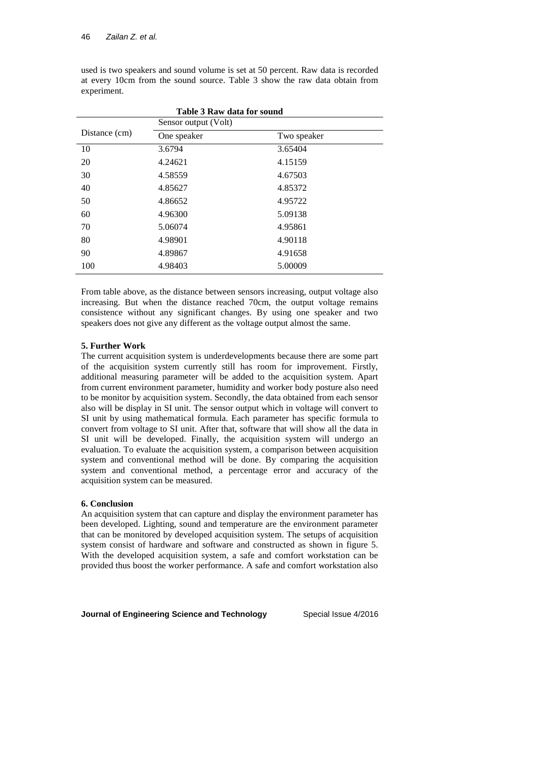used is two speakers and sound volume is set at 50 percent. Raw data is recorded at every 10cm from the sound source. Table 3 show the raw data obtain from experiment.

**Table 3 Raw data for sound**

| Distance (cm) | Sensor output (Volt) | |
|---|---|---|
| | One speaker | Two speaker |
| 10 | 3.6794 | 3.65404 |
| 20 | 4.24621 | 4.15159 |
| 30 | 4.58559 | 4.67503 |
| 40 | 4.85627 | 4.85372 |
| 50 | 4.86652 | 4.95722 |
| 60 | 4.96300 | 5.09138 |
| 70 | 5.06074 | 4.95861 |
| 80 | 4.98901 | 4.90118 |
| 90 | 4.89867 | 4.91658 |
| 100 | 4.98403 | 5.00009 |

From table above, as the distance between sensors increasing, output voltage also increasing. But when the distance reached 70cm, the output voltage remains consistence without any significant changes. By using one speaker and two speakers does not give any different as the voltage output almost the same.

**5. Further Work**

The current acquisition system is underdevelopments because there are some part of the acquisition system currently still has room for improvement. Firstly, additional measuring parameter will be added to the acquisition system. Apart from current environment parameter, humidity and worker body posture also need to be monitor by acquisition system. Secondly, the data obtained from each sensor also will be display in SI unit. The sensor output which in voltage will convert to SI unit by using mathematical formula. Each parameter has specific formula to convert from voltage to SI unit. After that, software that will show all the data in SI unit will be developed. Finally, the acquisition system will undergo an evaluation. To evaluate the acquisition system, a comparison between acquisition system and conventional method will be done. By comparing the acquisition system and conventional method, a percentage error and accuracy of the acquisition system can be measured.

**6. Conclusion**

An acquisition system that can capture and display the environment parameter has been developed. Lighting, sound and temperature are the environment parameter that can be monitored by developed acquisition system. The setups of acquisition system consist of hardware and software and constructed as shown in figure 5. With the developed acquisition system, a safe and comfort workstation can be provided thus boost the worker performance. A safe and comfort workstation also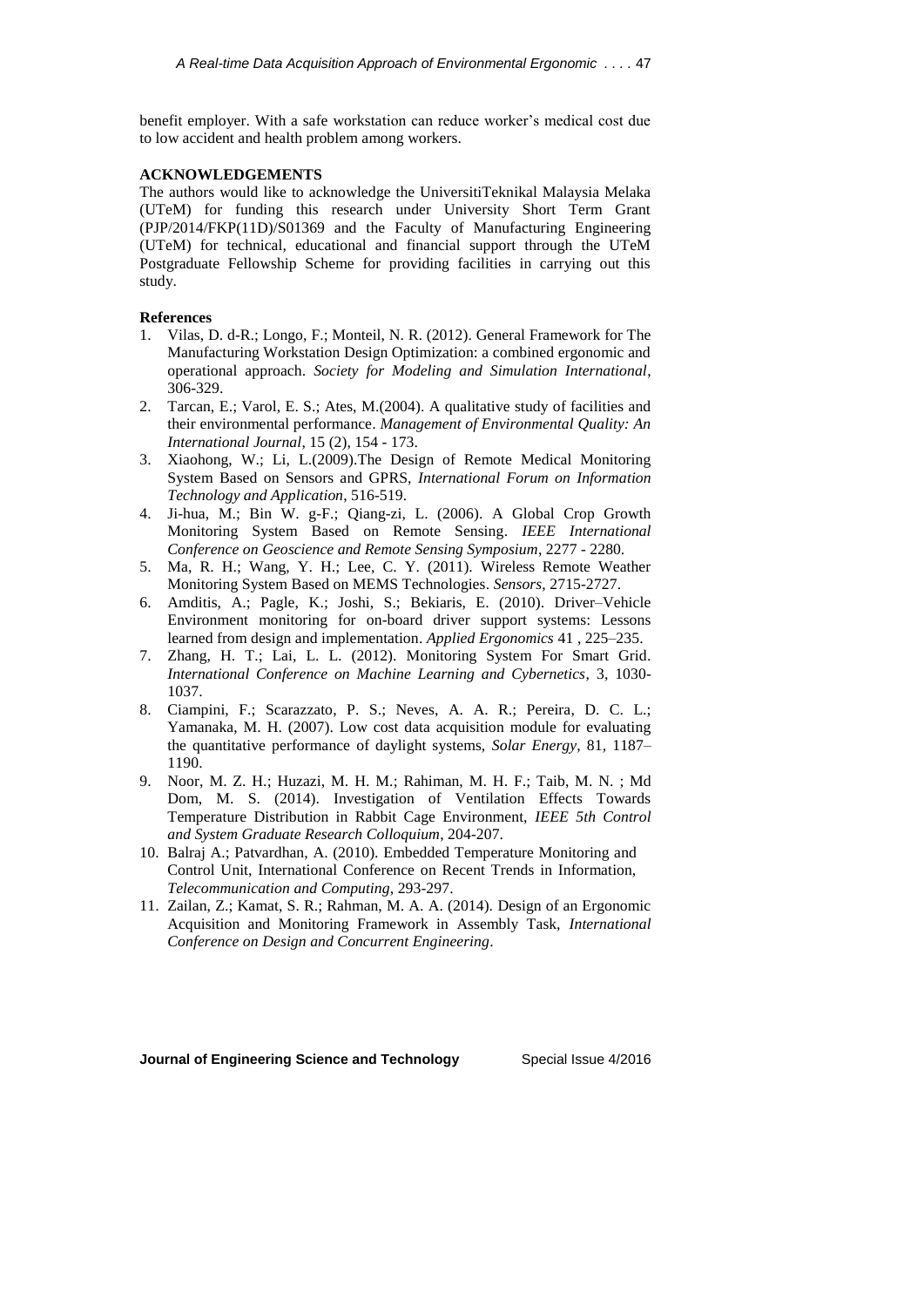benefit employer. With a safe workstation can reduce worker's medical cost due to low accident and health problem among workers.

## ACKNOWLEDGEMENTS

The authors would like to acknowledge the UniversitiTeknikal Malaysia Melaka (UTeM) for funding this research under University Short Term Grant (PJP/2014/FKP(11D)/S01369 and the Faculty of Manufacturing Engineering (UTeM) for technical, educational and financial support through the UTeM Postgraduate Fellowship Scheme for providing facilities in carrying out this study.

## References

1. Vilas, D. d-R.; Longo, F.; Monteil, N. R. (2012). General Framework for The Manufacturing Workstation Design Optimization: a combined ergonomic and operational approach. *Society for Modeling and Simulation International*, 306-329.
2. Tarcan, E.; Varol, E. S.; Ates, M.(2004). A qualitative study of facilities and their environmental performance. *Management of Environmental Quality: An International Journal*, 15 (2), 154 - 173.
3. Xiaohong, W.; Li, L.(2009).The Design of Remote Medical Monitoring System Based on Sensors and GPRS, *International Forum on Information Technology and Application*, 516-519.
4. Ji-hua, M.; Bin W. g-F.; Qiang-zi, L. (2006). A Global Crop Growth Monitoring System Based on Remote Sensing. *IEEE International Conference on Geoscience and Remote Sensing Symposium*, 2277 - 2280.
5. Ma, R. H.; Wang, Y. H.; Lee, C. Y. (2011). Wireless Remote Weather Monitoring System Based on MEMS Technologies. *Sensors*, 2715-2727.
6. Amditis, A.; Pagle, K.; Joshi, S.; Bekiaris, E. (2010). Driver–Vehicle Environment monitoring for on-board driver support systems: Lessons learned from design and implementation. *Applied Ergonomics* 41 , 225–235.
7. Zhang, H. T.; Lai, L. L. (2012). Monitoring System For Smart Grid. *International Conference on Machine Learning and Cybernetics*, 3, 1030-1037.
8. Ciampini, F.; Scarazzato, P. S.; Neves, A. A. R.; Pereira, D. C. L.; Yamanaka, M. H. (2007). Low cost data acquisition module for evaluating the quantitative performance of daylight systems, *Solar Energy*, 81, 1187–1190.
9. Noor, M. Z. H.; Huzazi, M. H. M.; Rahiman, M. H. F.; Taib, M. N. ; Md Dom, M. S. (2014). Investigation of Ventilation Effects Towards Temperature Distribution in Rabbit Cage Environment, *IEEE 5th Control and System Graduate Research Colloquium*, 204-207.
10. Balraj A.; Patvardhan, A. (2010). Embedded Temperature Monitoring and Control Unit, International Conference on Recent Trends in Information, *Telecommunication and Computing*, 293-297.
11. Zailan, Z.; Kamat, S. R.; Rahman, M. A. A. (2014). Design of an Ergonomic Acquisition and Monitoring Framework in Assembly Task, *International Conference on Design and Concurrent Engineering*.